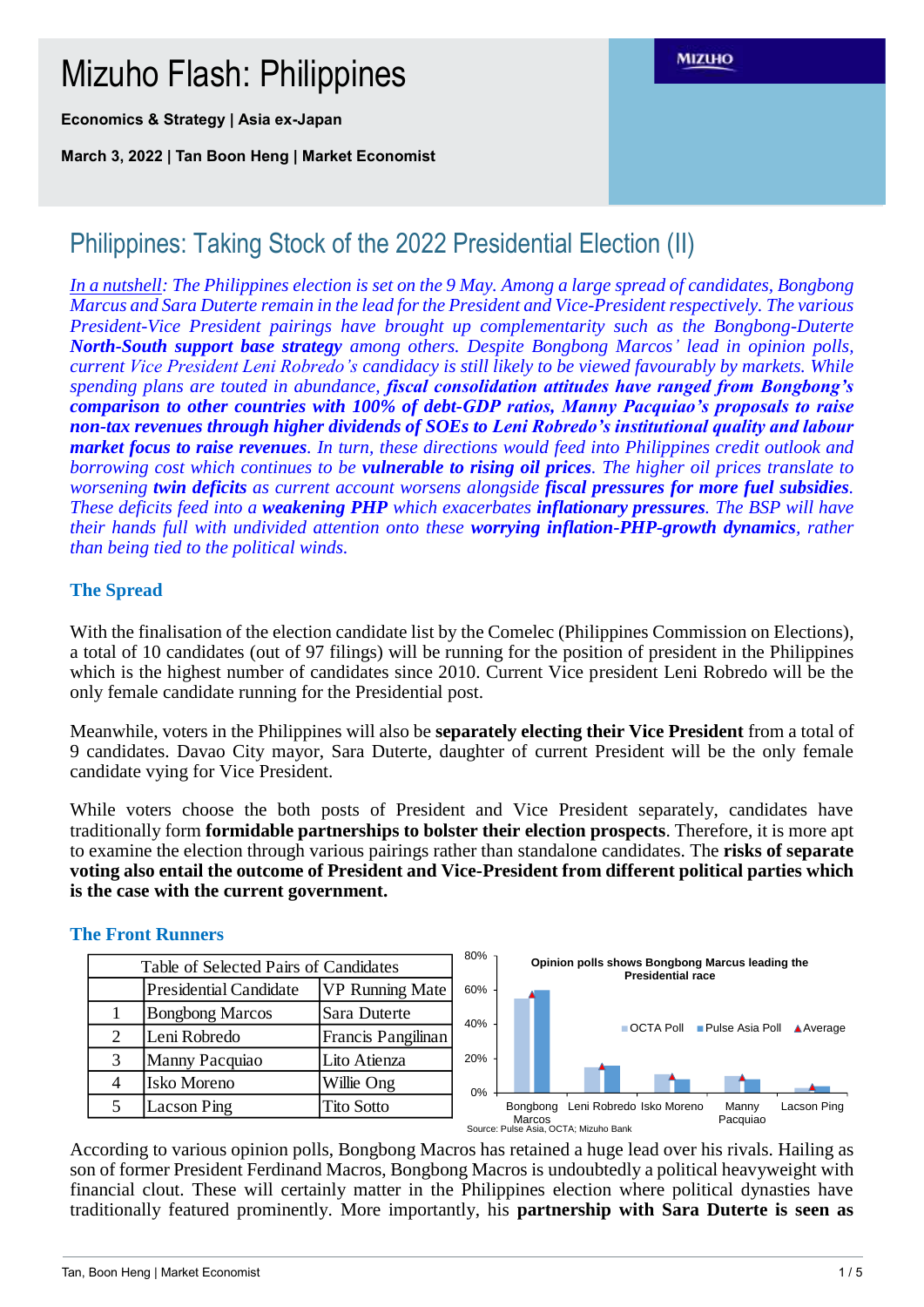# Mizuho Flash: Philippines

**Economics & Strategy | Asia ex-Japan**

**March 3, 2022 | Tan Boon Heng | Market Economist**

## Philippines: Taking Stock of the 2022 Presidential Election (II)

*In a nutshell: The Philippines election is set on the 9 May. Among a large spread of candidates, Bongbong Marcus and Sara Duterte remain in the lead for the President and Vice-President respectively. The various President-Vice President pairings have brought up complementarity such as the Bongbong-Duterte **North-South support base strategy** among others. Despite Bongbong Marcos' lead in opinion polls, current Vice President Leni Robredo's candidacy is still likely to be viewed favourably by markets. While spending plans are touted in abundance, **fiscal consolidation attitudes have ranged from Bongbong's comparison to other countries with 100% of debt-GDP ratios, Manny Pacquiao's proposals to raise non-tax revenues through higher dividends of SOEs to Leni Robredo's institutional quality and labour market focus to raise revenues**. In turn, these directions would feed into Philippines credit outlook and borrowing cost which continues to be **vulnerable to rising oil prices**. The higher oil prices translate to worsening **twin deficits** as current account worsens alongside **fiscal pressures for more fuel subsidies**. These deficits feed into a **weakening PHP** which exacerbates **inflationary pressures**. The BSP will have their hands full with undivided attention onto these **worrying inflation-PHP-growth dynamics**, rather than being tied to the political winds.*

### The Spread

With the finalisation of the election candidate list by the Comelec (Philippines Commission on Elections), a total of 10 candidates (out of 97 filings) will be running for the position of president in the Philippines which is the highest number of candidates since 2010. Current Vice president Leni Robredo will be the only female candidate running for the Presidential post.

Meanwhile, voters in the Philippines will also be **separately electing their Vice President** from a total of 9 candidates. Davao City mayor, Sara Duterte, daughter of current President will be the only female candidate vying for Vice President.

While voters choose the both posts of President and Vice President separately, candidates have traditionally form **formidable partnerships to bolster their election prospects**. Therefore, it is more apt to examine the election through various pairings rather than standalone candidates. The **risks of separate voting also entail the outcome of President and Vice-President from different political parties which is the case with the current government.**

### The Front Runners

Table of Selected Pairs of Candidates

| | Presidential Candidate | VP Running Mate |
|---|---|---|
| 1 | Bongbong Marcos | Sara Duterte |
| 2 | Leni Robredo | Francis Pangilinan |
| 3 | Manny Pacquiao | Lito Atienza |
| 4 | Isko Moreno | Willie Ong |
| 5 | Lacson Ping | Tito Sotto |

Opinion polls shows Bongbong Marcus leading the Presidential race

Source: Pulse Asia, OCTA; Mizuho Bank

According to various opinion polls, Bongbong Macros has retained a huge lead over his rivals. Hailing as son of former President Ferdinand Macros, Bongbong Macros is undoubtedly a political heavyweight with financial clout. These will certainly matter in the Philippines election where political dynasties have traditionally featured prominently. More importantly, his **partnership with Sara Duterte is seen as**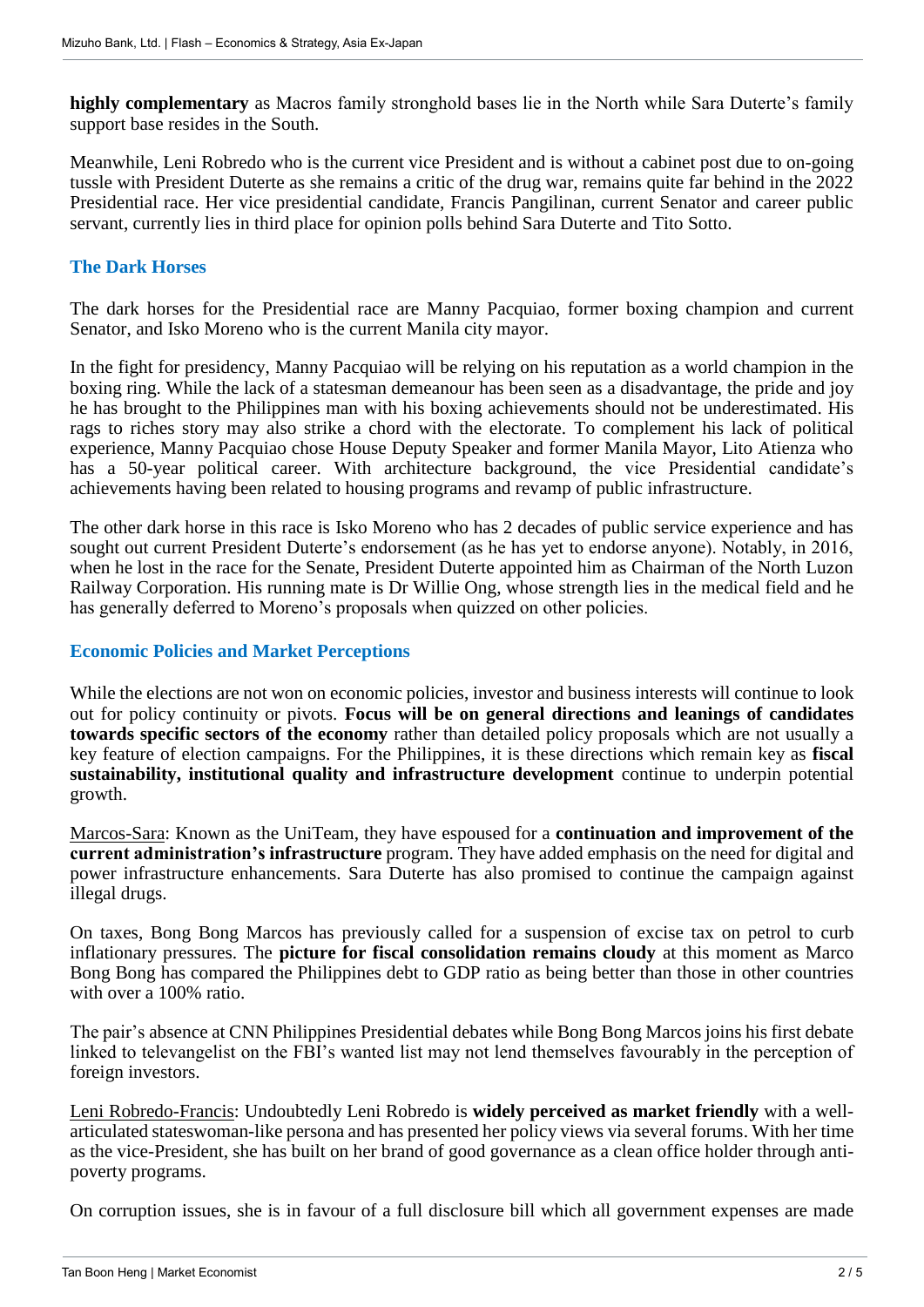**highly complementary** as Macros family stronghold bases lie in the North while Sara Duterte's family support base resides in the South.

Meanwhile, Leni Robredo who is the current vice President and is without a cabinet post due to on-going tussle with President Duterte as she remains a critic of the drug war, remains quite far behind in the 2022 Presidential race. Her vice presidential candidate, Francis Pangilinan, current Senator and career public servant, currently lies in third place for opinion polls behind Sara Duterte and Tito Sotto.

## The Dark Horses

The dark horses for the Presidential race are Manny Pacquiao, former boxing champion and current Senator, and Isko Moreno who is the current Manila city mayor.

In the fight for presidency, Manny Pacquiao will be relying on his reputation as a world champion in the boxing ring. While the lack of a statesman demeanour has been seen as a disadvantage, the pride and joy he has brought to the Philippines man with his boxing achievements should not be underestimated. His rags to riches story may also strike a chord with the electorate. To complement his lack of political experience, Manny Pacquiao chose House Deputy Speaker and former Manila Mayor, Lito Atienza who has a 50-year political career. With architecture background, the vice Presidential candidate's achievements having been related to housing programs and revamp of public infrastructure.

The other dark horse in this race is Isko Moreno who has 2 decades of public service experience and has sought out current President Duterte's endorsement (as he has yet to endorse anyone). Notably, in 2016, when he lost in the race for the Senate, President Duterte appointed him as Chairman of the North Luzon Railway Corporation. His running mate is Dr Willie Ong, whose strength lies in the medical field and he has generally deferred to Moreno's proposals when quizzed on other policies.

## Economic Policies and Market Perceptions

While the elections are not won on economic policies, investor and business interests will continue to look out for policy continuity or pivots. **Focus will be on general directions and leanings of candidates towards specific sectors of the economy** rather than detailed policy proposals which are not usually a key feature of election campaigns. For the Philippines, it is these directions which remain key as **fiscal sustainability, institutional quality and infrastructure development** continue to underpin potential growth.

Marcos-Sara: Known as the UniTeam, they have espoused for a **continuation and improvement of the current administration's infrastructure** program. They have added emphasis on the need for digital and power infrastructure enhancements. Sara Duterte has also promised to continue the campaign against illegal drugs.

On taxes, Bong Bong Marcos has previously called for a suspension of excise tax on petrol to curb inflationary pressures. The **picture for fiscal consolidation remains cloudy** at this moment as Marco Bong Bong has compared the Philippines debt to GDP ratio as being better than those in other countries with over a 100% ratio.

The pair's absence at CNN Philippines Presidential debates while Bong Bong Marcos joins his first debate linked to televangelist on the FBI's wanted list may not lend themselves favourably in the perception of foreign investors.

Leni Robredo-Francis: Undoubtedly Leni Robredo is **widely perceived as market friendly** with a well-articulated stateswoman-like persona and has presented her policy views via several forums. With her time as the vice-President, she has built on her brand of good governance as a clean office holder through anti-poverty programs.

On corruption issues, she is in favour of a full disclosure bill which all government expenses are made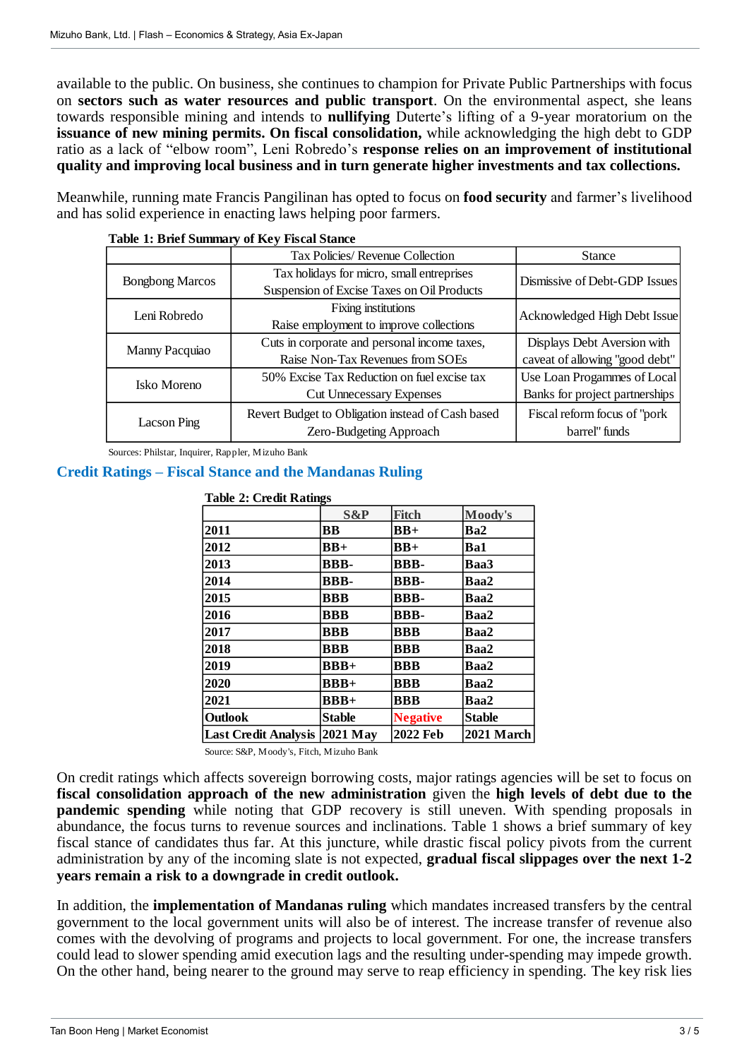available to the public. On business, she continues to champion for Private Public Partnerships with focus on **sectors such as water resources and public transport**. On the environmental aspect, she leans towards responsible mining and intends to **nullifying** Duterte's lifting of a 9-year moratorium on the **issuance of new mining permits. On fiscal consolidation,** while acknowledging the high debt to GDP ratio as a lack of "elbow room", Leni Robredo's **response relies on an improvement of institutional quality and improving local business and in turn generate higher investments and tax collections.**

Meanwhile, running mate Francis Pangilinan has opted to focus on **food security** and farmer's livelihood and has solid experience in enacting laws helping poor farmers.

**Table 1: Brief Summary of Key Fiscal Stance**

| | Tax Policies/ Revenue Collection | Stance |
|---|---|---|
| Bongbong Marcos | Tax holidays for micro, small entreprises<br>Suspension of Excise Taxes on Oil Products | Dismissive of Debt-GDP Issues |
| Leni Robredo | Fixing institutions<br>Raise employment to improve collections | Acknowledged High Debt Issue |
| Manny Pacquiao | Cuts in corporate and personal income taxes,<br>Raise Non-Tax Revenues from SOEs | Displays Debt Aversion with caveat of allowing "good debt" |
| Isko Moreno | 50% Excise Tax Reduction on fuel excise tax<br>Cut Unnecessary Expenses | Use Loan Progammes of Local Banks for project partnerships |
| Lacson Ping | Revert Budget to Obligation instead of Cash based<br>Zero-Budgeting Approach | Fiscal reform focus of "pork barrel" funds |

Sources: Philstar, Inquirer, Rappler, Mizuho Bank

## Credit Ratings – Fiscal Stance and the Mandanas Ruling

**Table 2: Credit Ratings**

| | S&P | Fitch | Moody's |
|---|---|---|---|
| 2011 | BB | BB+ | Ba2 |
| 2012 | BB+ | BB+ | Ba1 |
| 2013 | BBB- | BBB- | Baa3 |
| 2014 | BBB- | BBB- | Baa2 |
| 2015 | BBB | BBB- | Baa2 |
| 2016 | BBB | BBB- | Baa2 |
| 2017 | BBB | BBB | Baa2 |
| 2018 | BBB | BBB | Baa2 |
| 2019 | BBB+ | BBB | Baa2 |
| 2020 | BBB+ | BBB | Baa2 |
| 2021 | BBB+ | BBB | Baa2 |
| Outlook | Stable | Negative | Stable |
| Last Credit Analysis | 2021 May | 2022 Feb | 2021 March |

Source: S&P, Moody's, Fitch, Mizuho Bank

On credit ratings which affects sovereign borrowing costs, major ratings agencies will be set to focus on **fiscal consolidation approach of the new administration** given the **high levels of debt due to the pandemic spending** while noting that GDP recovery is still uneven. With spending proposals in abundance, the focus turns to revenue sources and inclinations. Table 1 shows a brief summary of key fiscal stance of candidates thus far. At this juncture, while drastic fiscal policy pivots from the current administration by any of the incoming slate is not expected, **gradual fiscal slippages over the next 1-2 years remain a risk to a downgrade in credit outlook.**

In addition, the **implementation of Mandanas ruling** which mandates increased transfers by the central government to the local government units will also be of interest. The increase transfer of revenue also comes with the devolving of programs and projects to local government. For one, the increase transfers could lead to slower spending amid execution lags and the resulting under-spending may impede growth. On the other hand, being nearer to the ground may serve to reap efficiency in spending. The key risk lies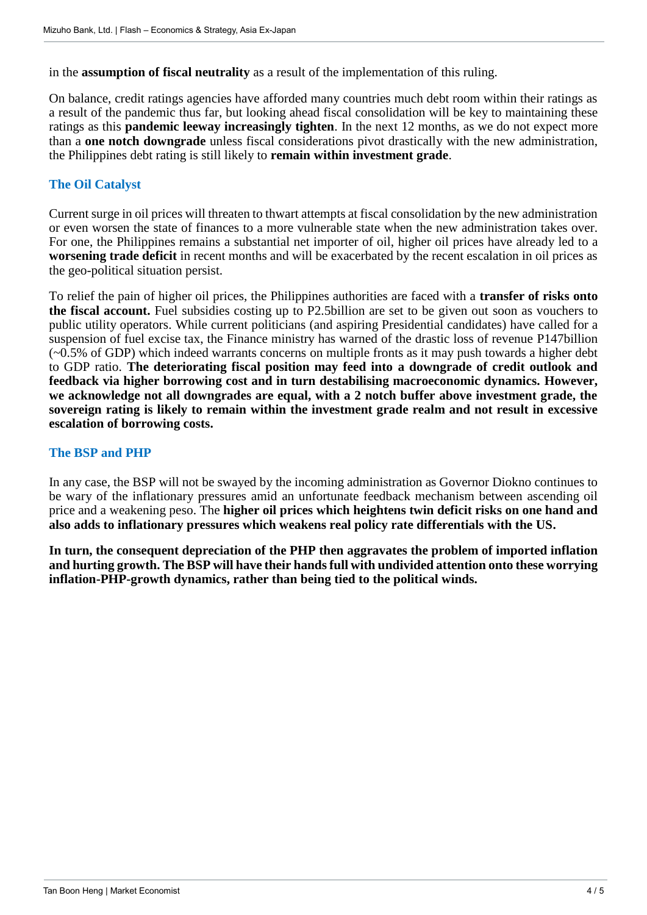in the **assumption of fiscal neutrality** as a result of the implementation of this ruling.

On balance, credit ratings agencies have afforded many countries much debt room within their ratings as a result of the pandemic thus far, but looking ahead fiscal consolidation will be key to maintaining these ratings as this **pandemic leeway increasingly tighten**. In the next 12 months, as we do not expect more than a **one notch downgrade** unless fiscal considerations pivot drastically with the new administration, the Philippines debt rating is still likely to **remain within investment grade**.

## The Oil Catalyst

Current surge in oil prices will threaten to thwart attempts at fiscal consolidation by the new administration or even worsen the state of finances to a more vulnerable state when the new administration takes over. For one, the Philippines remains a substantial net importer of oil, higher oil prices have already led to a **worsening trade deficit** in recent months and will be exacerbated by the recent escalation in oil prices as the geo-political situation persist.

To relief the pain of higher oil prices, the Philippines authorities are faced with a **transfer of risks onto the fiscal account.** Fuel subsidies costing up to P2.5billion are set to be given out soon as vouchers to public utility operators. While current politicians (and aspiring Presidential candidates) have called for a suspension of fuel excise tax, the Finance ministry has warned of the drastic loss of revenue P147billion (~0.5% of GDP) which indeed warrants concerns on multiple fronts as it may push towards a higher debt to GDP ratio. **The deteriorating fiscal position may feed into a downgrade of credit outlook and feedback via higher borrowing cost and in turn destabilising macroeconomic dynamics. However, we acknowledge not all downgrades are equal, with a 2 notch buffer above investment grade, the sovereign rating is likely to remain within the investment grade realm and not result in excessive escalation of borrowing costs.**

## The BSP and PHP

In any case, the BSP will not be swayed by the incoming administration as Governor Diokno continues to be wary of the inflationary pressures amid an unfortunate feedback mechanism between ascending oil price and a weakening peso. The **higher oil prices which heightens twin deficit risks on one hand and also adds to inflationary pressures which weakens real policy rate differentials with the US.**

**In turn, the consequent depreciation of the PHP then aggravates the problem of imported inflation and hurting growth. The BSP will have their hands full with undivided attention onto these worrying inflation-PHP-growth dynamics, rather than being tied to the political winds.**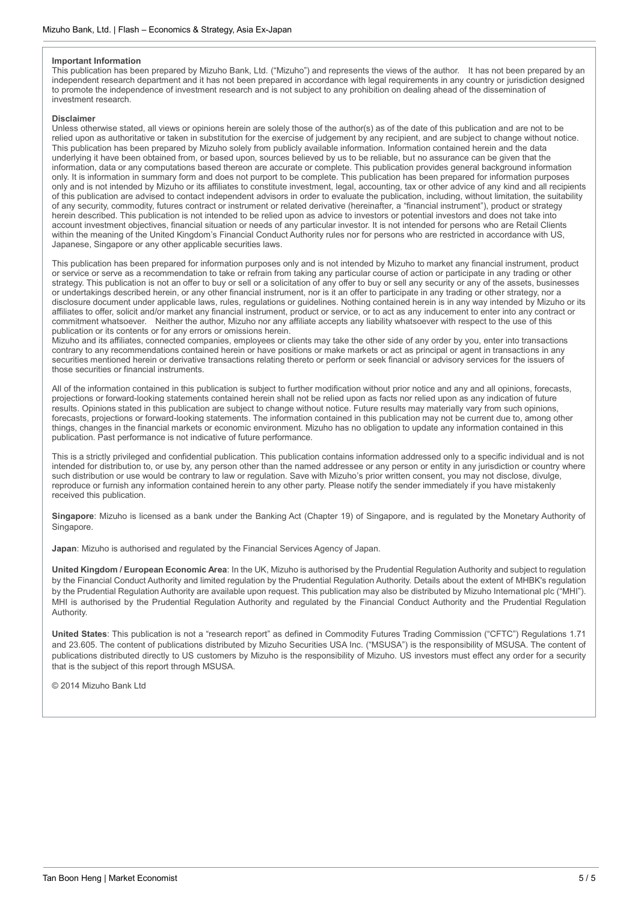**Important Information**

This publication has been prepared by Mizuho Bank, Ltd. ("Mizuho") and represents the views of the author. It has not been prepared by an independent research department and it has not been prepared in accordance with legal requirements in any country or jurisdiction designed to promote the independence of investment research and is not subject to any prohibition on dealing ahead of the dissemination of investment research.

**Disclaimer**

Unless otherwise stated, all views or opinions herein are solely those of the author(s) as of the date of this publication and are not to be relied upon as authoritative or taken in substitution for the exercise of judgement by any recipient, and are subject to change without notice. This publication has been prepared by Mizuho solely from publicly available information. Information contained herein and the data underlying it have been obtained from, or based upon, sources believed by us to be reliable, but no assurance can be given that the information, data or any computations based thereon are accurate or complete. This publication provides general background information only. It is information in summary form and does not purport to be complete. This publication has been prepared for information purposes only and is not intended by Mizuho or its affiliates to constitute investment, legal, accounting, tax or other advice of any kind and all recipients of this publication are advised to contact independent advisors in order to evaluate the publication, including, without limitation, the suitability of any security, commodity, futures contract or instrument or related derivative (hereinafter, a "financial instrument"), product or strategy herein described. This publication is not intended to be relied upon as advice to investors or potential investors and does not take into account investment objectives, financial situation or needs of any particular investor. It is not intended for persons who are Retail Clients within the meaning of the United Kingdom's Financial Conduct Authority rules nor for persons who are restricted in accordance with US, Japanese, Singapore or any other applicable securities laws.

This publication has been prepared for information purposes only and is not intended by Mizuho to market any financial instrument, product or service or serve as a recommendation to take or refrain from taking any particular course of action or participate in any trading or other strategy. This publication is not an offer to buy or sell or a solicitation of any offer to buy or sell any security or any of the assets, businesses or undertakings described herein, or any other financial instrument, nor is it an offer to participate in any trading or other strategy, nor a disclosure document under applicable laws, rules, regulations or guidelines. Nothing contained herein is in any way intended by Mizuho or its affiliates to offer, solicit and/or market any financial instrument, product or service, or to act as any inducement to enter into any contract or commitment whatsoever. Neither the author, Mizuho nor any affiliate accepts any liability whatsoever with respect to the use of this publication or its contents or for any errors or omissions herein.

Mizuho and its affiliates, connected companies, employees or clients may take the other side of any order by you, enter into transactions contrary to any recommendations contained herein or have positions or make markets or act as principal or agent in transactions in any securities mentioned herein or derivative transactions relating thereto or perform or seek financial or advisory services for the issuers of those securities or financial instruments.

All of the information contained in this publication is subject to further modification without prior notice and any and all opinions, forecasts, projections or forward-looking statements contained herein shall not be relied upon as facts nor relied upon as any indication of future results. Opinions stated in this publication are subject to change without notice. Future results may materially vary from such opinions, forecasts, projections or forward-looking statements. The information contained in this publication may not be current due to, among other things, changes in the financial markets or economic environment. Mizuho has no obligation to update any information contained in this publication. Past performance is not indicative of future performance.

This is a strictly privileged and confidential publication. This publication contains information addressed only to a specific individual and is not intended for distribution to, or use by, any person other than the named addressee or any person or entity in any jurisdiction or country where such distribution or use would be contrary to law or regulation. Save with Mizuho's prior written consent, you may not disclose, divulge, reproduce or furnish any information contained herein to any other party. Please notify the sender immediately if you have mistakenly received this publication.

**Singapore**: Mizuho is licensed as a bank under the Banking Act (Chapter 19) of Singapore, and is regulated by the Monetary Authority of Singapore.

**Japan**: Mizuho is authorised and regulated by the Financial Services Agency of Japan.

**United Kingdom / European Economic Area**: In the UK, Mizuho is authorised by the Prudential Regulation Authority and subject to regulation by the Financial Conduct Authority and limited regulation by the Prudential Regulation Authority. Details about the extent of MHBK's regulation by the Prudential Regulation Authority are available upon request. This publication may also be distributed by Mizuho International plc ("MHI"). MHI is authorised by the Prudential Regulation Authority and regulated by the Financial Conduct Authority and the Prudential Regulation Authority.

**United States**: This publication is not a "research report" as defined in Commodity Futures Trading Commission ("CFTC") Regulations 1.71 and 23.605. The content of publications distributed by Mizuho Securities USA Inc. ("MSUSA") is the responsibility of MSUSA. The content of publications distributed directly to US customers by Mizuho is the responsibility of Mizuho. US investors must effect any order for a security that is the subject of this report through MSUSA.

© 2014 Mizuho Bank Ltd